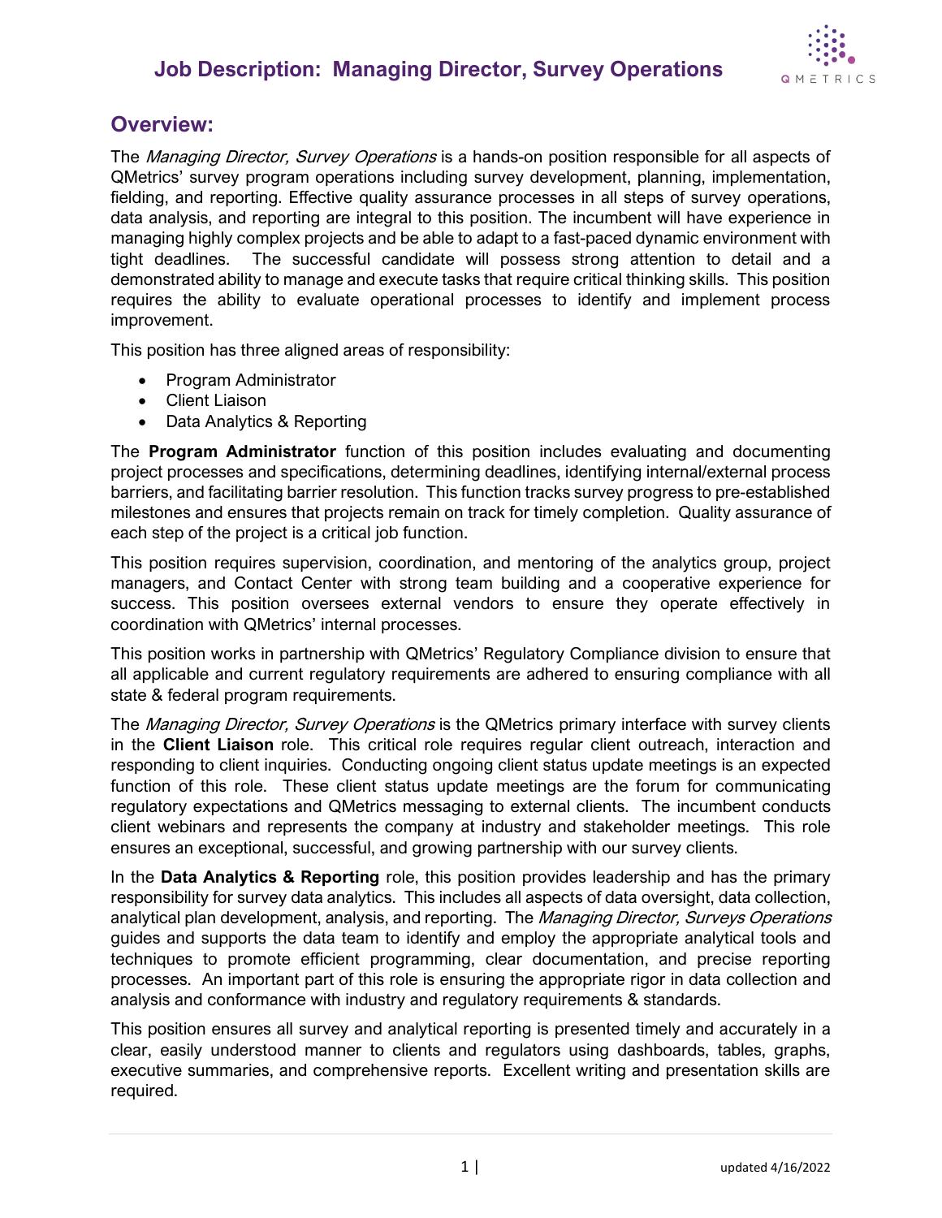# Job Description: Managing Director, Survey Operations

## Overview:

The *Managing Director, Survey Operations* is a hands-on position responsible for all aspects of QMetrics' survey program operations including survey development, planning, implementation, fielding, and reporting. Effective quality assurance processes in all steps of survey operations, data analysis, and reporting are integral to this position. The incumbent will have experience in managing highly complex projects and be able to adapt to a fast-paced dynamic environment with tight deadlines. The successful candidate will possess strong attention to detail and a demonstrated ability to manage and execute tasks that require critical thinking skills. This position requires the ability to evaluate operational processes to identify and implement process improvement.

This position has three aligned areas of responsibility:

- Program Administrator
- Client Liaison
- Data Analytics & Reporting

The **Program Administrator** function of this position includes evaluating and documenting project processes and specifications, determining deadlines, identifying internal/external process barriers, and facilitating barrier resolution. This function tracks survey progress to pre-established milestones and ensures that projects remain on track for timely completion. Quality assurance of each step of the project is a critical job function.

This position requires supervision, coordination, and mentoring of the analytics group, project managers, and Contact Center with strong team building and a cooperative experience for success. This position oversees external vendors to ensure they operate effectively in coordination with QMetrics' internal processes.

This position works in partnership with QMetrics' Regulatory Compliance division to ensure that all applicable and current regulatory requirements are adhered to ensuring compliance with all state & federal program requirements.

The *Managing Director, Survey Operations* is the QMetrics primary interface with survey clients in the **Client Liaison** role. This critical role requires regular client outreach, interaction and responding to client inquiries. Conducting ongoing client status update meetings is an expected function of this role. These client status update meetings are the forum for communicating regulatory expectations and QMetrics messaging to external clients. The incumbent conducts client webinars and represents the company at industry and stakeholder meetings. This role ensures an exceptional, successful, and growing partnership with our survey clients.

In the **Data Analytics & Reporting** role, this position provides leadership and has the primary responsibility for survey data analytics. This includes all aspects of data oversight, data collection, analytical plan development, analysis, and reporting. The *Managing Director, Surveys Operations* guides and supports the data team to identify and employ the appropriate analytical tools and techniques to promote efficient programming, clear documentation, and precise reporting processes. An important part of this role is ensuring the appropriate rigor in data collection and analysis and conformance with industry and regulatory requirements & standards.

This position ensures all survey and analytical reporting is presented timely and accurately in a clear, easily understood manner to clients and regulators using dashboards, tables, graphs, executive summaries, and comprehensive reports. Excellent writing and presentation skills are required.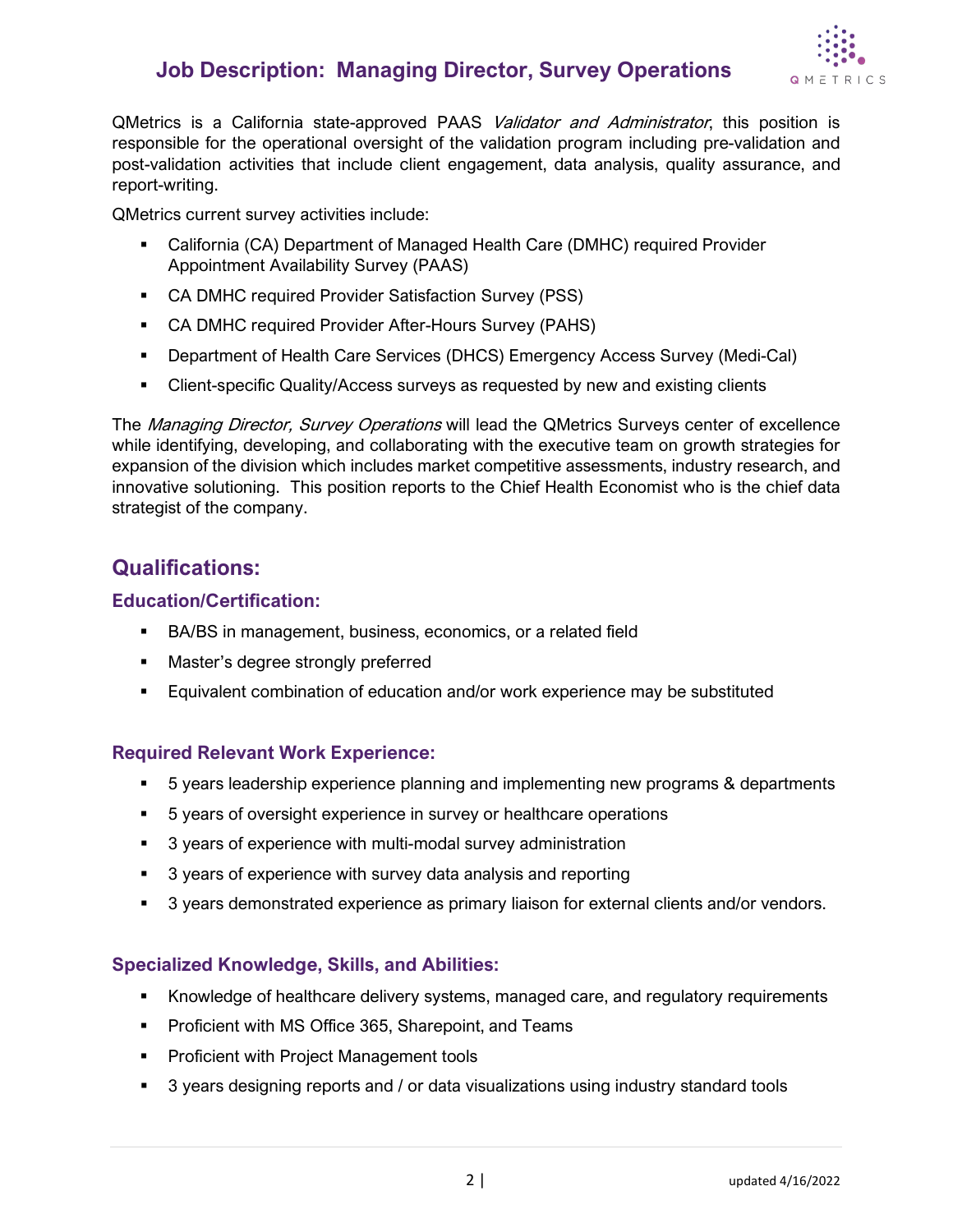# Job Description: Managing Director, Survey Operations

QMetrics is a California state-approved PAAS *Validator and Administrator*, this position is responsible for the operational oversight of the validation program including pre-validation and post-validation activities that include client engagement, data analysis, quality assurance, and report-writing.

QMetrics current survey activities include:

- California (CA) Department of Managed Health Care (DMHC) required Provider Appointment Availability Survey (PAAS)
- CA DMHC required Provider Satisfaction Survey (PSS)
- CA DMHC required Provider After-Hours Survey (PAHS)
- Department of Health Care Services (DHCS) Emergency Access Survey (Medi-Cal)
- Client-specific Quality/Access surveys as requested by new and existing clients

The *Managing Director, Survey Operations* will lead the QMetrics Surveys center of excellence while identifying, developing, and collaborating with the executive team on growth strategies for expansion of the division which includes market competitive assessments, industry research, and innovative solutioning. This position reports to the Chief Health Economist who is the chief data strategist of the company.

## Qualifications:

### Education/Certification:

- BA/BS in management, business, economics, or a related field
- Master's degree strongly preferred
- Equivalent combination of education and/or work experience may be substituted

### Required Relevant Work Experience:

- 5 years leadership experience planning and implementing new programs & departments
- 5 years of oversight experience in survey or healthcare operations
- 3 years of experience with multi-modal survey administration
- 3 years of experience with survey data analysis and reporting
- 3 years demonstrated experience as primary liaison for external clients and/or vendors.

### Specialized Knowledge, Skills, and Abilities:

- Knowledge of healthcare delivery systems, managed care, and regulatory requirements
- Proficient with MS Office 365, Sharepoint, and Teams
- Proficient with Project Management tools
- 3 years designing reports and / or data visualizations using industry standard tools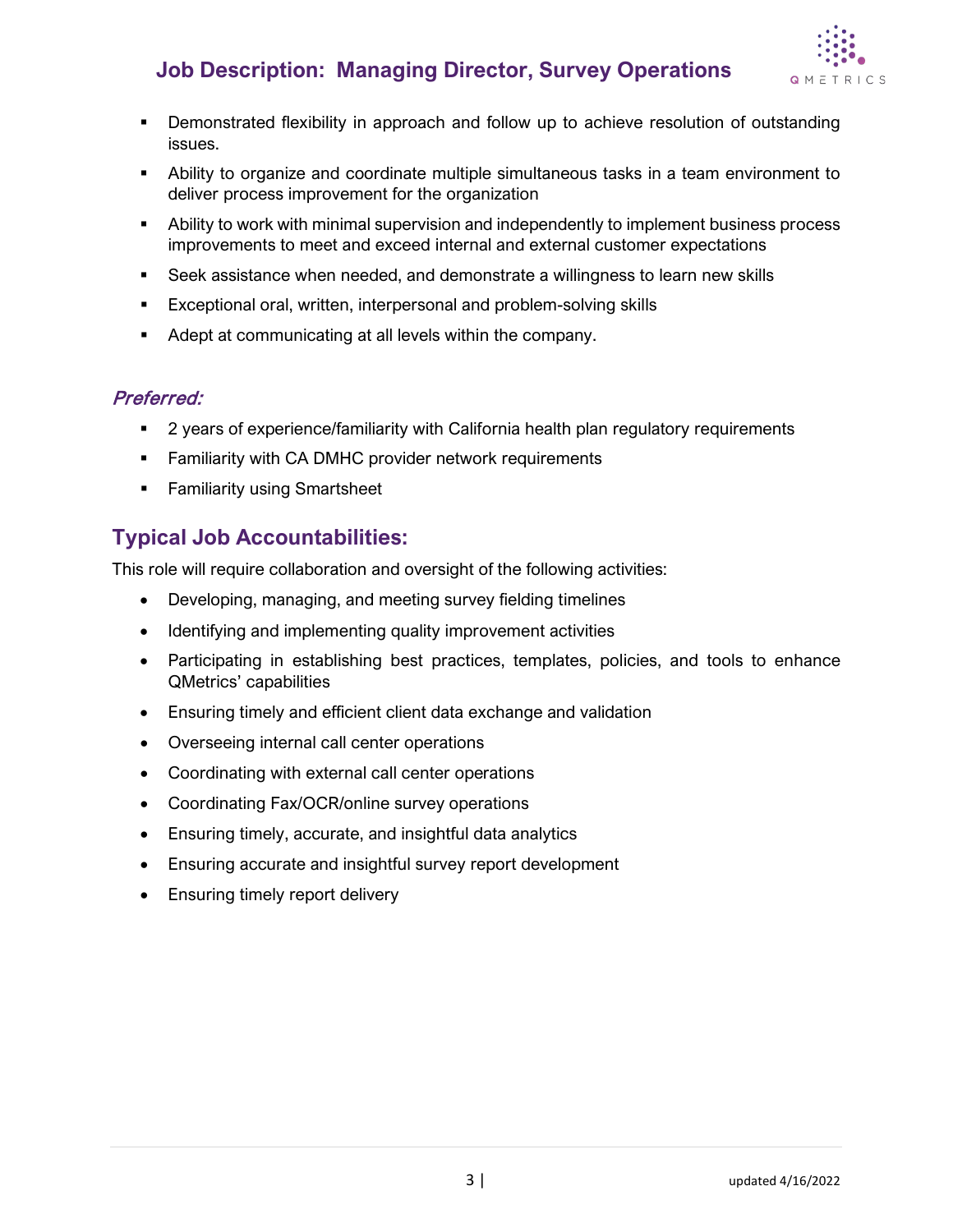- Demonstrated flexibility in approach and follow up to achieve resolution of outstanding issues.
- Ability to organize and coordinate multiple simultaneous tasks in a team environment to deliver process improvement for the organization
- Ability to work with minimal supervision and independently to implement business process improvements to meet and exceed internal and external customer expectations
- Seek assistance when needed, and demonstrate a willingness to learn new skills
- Exceptional oral, written, interpersonal and problem-solving skills
- Adept at communicating at all levels within the company.

### *Preferred:*

- 2 years of experience/familiarity with California health plan regulatory requirements
- Familiarity with CA DMHC provider network requirements
- Familiarity using Smartsheet

## Typical Job Accountabilities:

This role will require collaboration and oversight of the following activities:

- Developing, managing, and meeting survey fielding timelines
- Identifying and implementing quality improvement activities
- Participating in establishing best practices, templates, policies, and tools to enhance QMetrics' capabilities
- Ensuring timely and efficient client data exchange and validation
- Overseeing internal call center operations
- Coordinating with external call center operations
- Coordinating Fax/OCR/online survey operations
- Ensuring timely, accurate, and insightful data analytics
- Ensuring accurate and insightful survey report development
- Ensuring timely report delivery